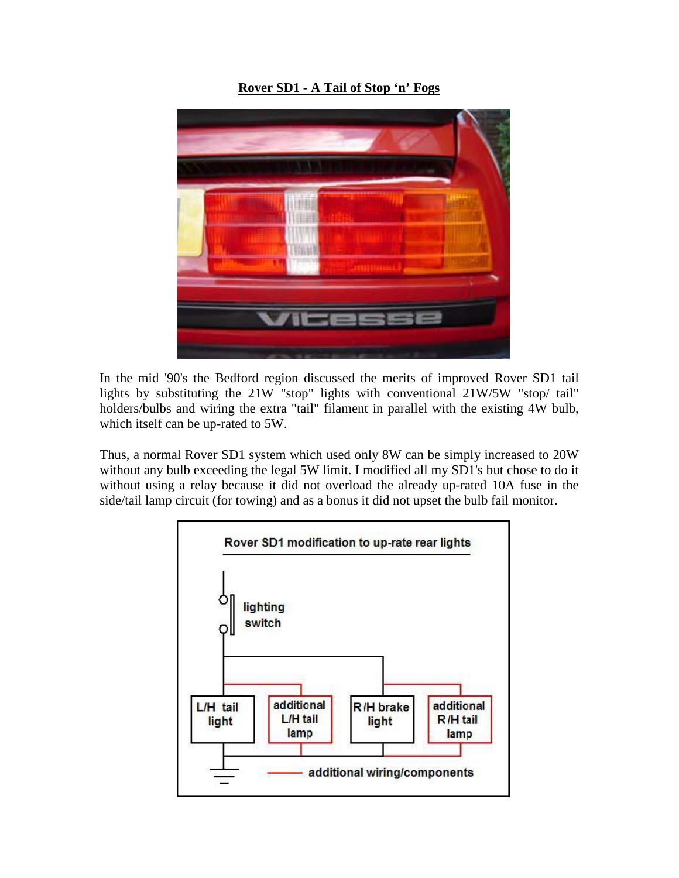# Rover SD1 - A Tail of Stop 'n' Fogs

In the mid '90's the Bedford region discussed the merits of improved Rover SD1 tail lights by substituting the 21W "stop" lights with conventional 21W/5W "stop/ tail" holders/bulbs and wiring the extra "tail" filament in parallel with the existing 4W bulb, which itself can be up-rated to 5W.

Thus, a normal Rover SD1 system which used only 8W can be simply increased to 20W without any bulb exceeding the legal 5W limit. I modified all my SD1's but chose to do it without using a relay because it did not overload the already up-rated 10A fuse in the side/tail lamp circuit (for towing) and as a bonus it did not upset the bulb fail monitor.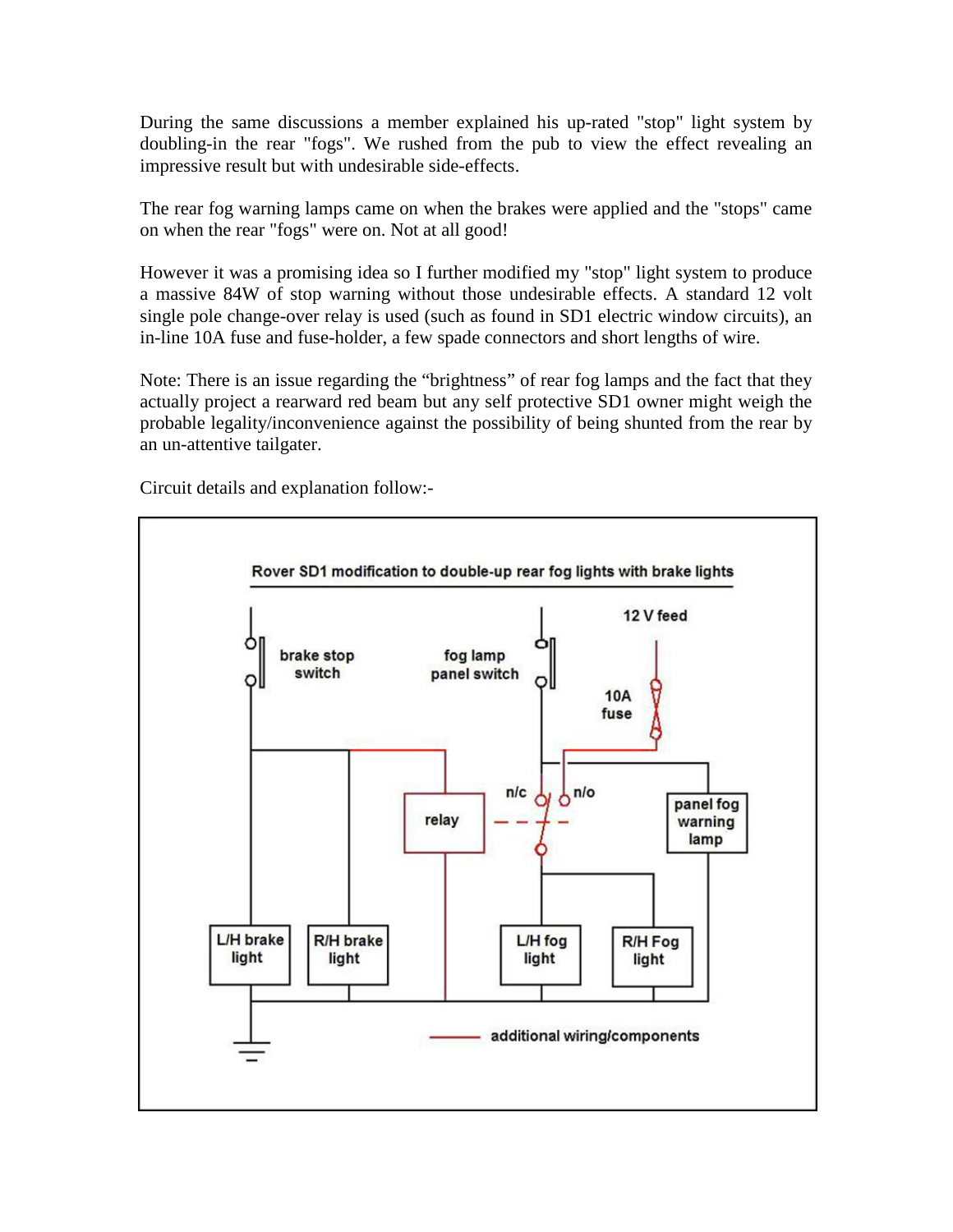During the same discussions a member explained his up-rated "stop" light system by doubling-in the rear "fogs". We rushed from the pub to view the effect revealing an impressive result but with undesirable side-effects.

The rear fog warning lamps came on when the brakes were applied and the "stops" came on when the rear "fogs" were on. Not at all good!

However it was a promising idea so I further modified my "stop" light system to produce a massive 84W of stop warning without those undesirable effects. A standard 12 volt single pole change-over relay is used (such as found in SD1 electric window circuits), an in-line 10A fuse and fuse-holder, a few spade connectors and short lengths of wire.

Note: There is an issue regarding the "brightness" of rear fog lamps and the fact that they actually project a rearward red beam but any self protective SD1 owner might weigh the probable legality/inconvenience against the possibility of being shunted from the rear by an un-attentive tailgater.

Circuit details and explanation follow:-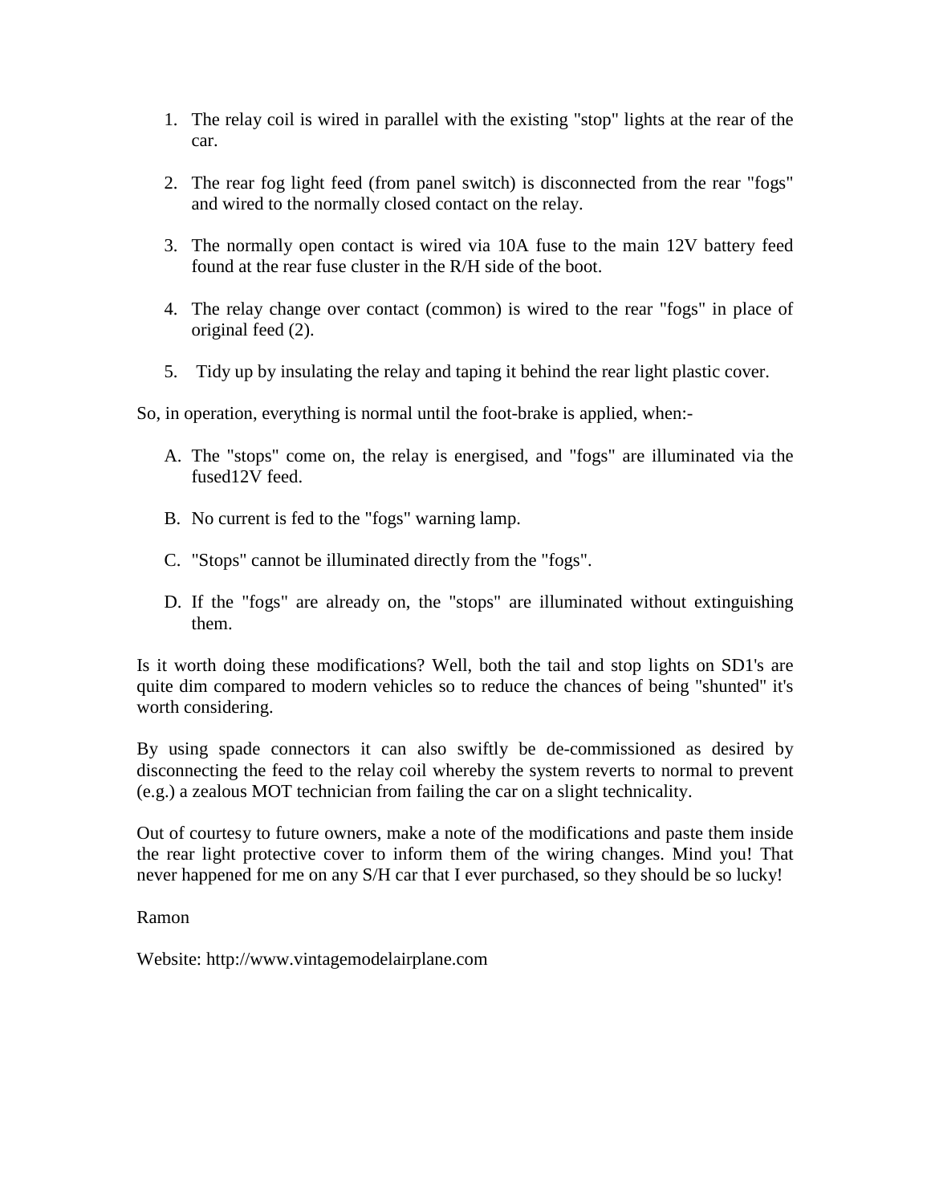1. The relay coil is wired in parallel with the existing "stop" lights at the rear of the car.

2. The rear fog light feed (from panel switch) is disconnected from the rear "fogs" and wired to the normally closed contact on the relay.

3. The normally open contact is wired via 10A fuse to the main 12V battery feed found at the rear fuse cluster in the R/H side of the boot.

4. The relay change over contact (common) is wired to the rear "fogs" in place of original feed (2).

5. Tidy up by insulating the relay and taping it behind the rear light plastic cover.

So, in operation, everything is normal until the foot-brake is applied, when:-

A. The "stops" come on, the relay is energised, and "fogs" are illuminated via the fused12V feed.

B. No current is fed to the "fogs" warning lamp.

C. "Stops" cannot be illuminated directly from the "fogs".

D. If the "fogs" are already on, the "stops" are illuminated without extinguishing them.

Is it worth doing these modifications? Well, both the tail and stop lights on SD1's are quite dim compared to modern vehicles so to reduce the chances of being "shunted" it's worth considering.

By using spade connectors it can also swiftly be de-commissioned as desired by disconnecting the feed to the relay coil whereby the system reverts to normal to prevent (e.g.) a zealous MOT technician from failing the car on a slight technicality.

Out of courtesy to future owners, make a note of the modifications and paste them inside the rear light protective cover to inform them of the wiring changes. Mind you! That never happened for me on any S/H car that I ever purchased, so they should be so lucky!

Ramon

Website: http://www.vintagemodelairplane.com